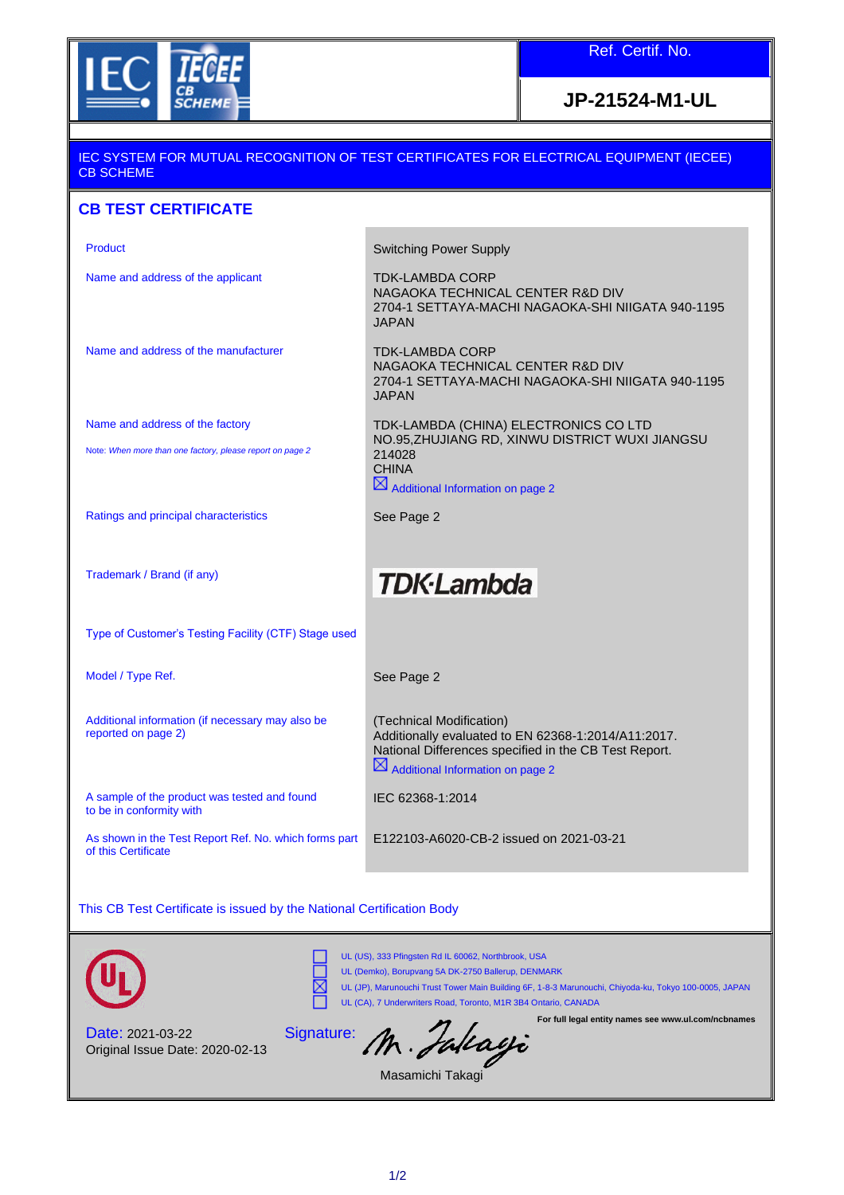**Ref. Certif. No.**

**JP-21524-M1-UL**

IEC SYSTEM FOR MUTUAL RECOGNITION OF TEST CERTIFICATES FOR ELECTRICAL EQUIPMENT (IECEE) CB SCHEME

# CB TEST CERTIFICATE

| | |
|---|---|
| Product | Switching Power Supply |
| Name and address of the applicant | TDK-LAMBDA CORP<br>NAGAOKA TECHNICAL CENTER R&D DIV<br>2704-1 SETTAYA-MACHI NAGAOKA-SHI NIIGATA 940-1195<br>JAPAN |
| Name and address of the manufacturer | TDK-LAMBDA CORP<br>NAGAOKA TECHNICAL CENTER R&D DIV<br>2704-1 SETTAYA-MACHI NAGAOKA-SHI NIIGATA 940-1195<br>JAPAN |
| Name and address of the factory<br><br>Note: *When more than one factory, please report on page 2* | TDK-LAMBDA (CHINA) ELECTRONICS CO LTD<br>NO.95,ZHUJIANG RD, XINWU DISTRICT WUXI JIANGSU<br>214028<br>CHINA<br>☒ Additional Information on page 2 |
| Ratings and principal characteristics | See Page 2 |
| Trademark / Brand (if any) | TDK·Lambda |
| Type of Customer's Testing Facility (CTF) Stage used | |
| Model / Type Ref. | See Page 2 |
| Additional information (if necessary may also be reported on page 2) | (Technical Modification)<br>Additionally evaluated to EN 62368-1:2014/A11:2017.<br>National Differences specified in the CB Test Report.<br>☒ Additional Information on page 2 |
| A sample of the product was tested and found to be in conformity with | IEC 62368-1:2014 |
| As shown in the Test Report Ref. No. which forms part of this Certificate | E122103-A6020-CB-2 issued on 2021-03-21 |

This CB Test Certificate is issued by the National Certification Body

☐ UL (US), 333 Pfingsten Rd IL 60062, Northbrook, USA
☐ UL (Demko), Borupvang 5A DK-2750 Ballerup, DENMARK
☒ UL (JP), Marunouchi Trust Tower Main Building 6F, 1-8-3 Marunouchi, Chiyoda-ku, Tokyo 100-0005, JAPAN
☐ UL (CA), 7 Underwriters Road, Toronto, M1R 3B4 Ontario, CANADA

**For full legal entity names see www.ul.com/ncbnames**

Date: 2021-03-22
Original Issue Date: 2020-02-13

Signature: M. Takagi

Masamichi Takagi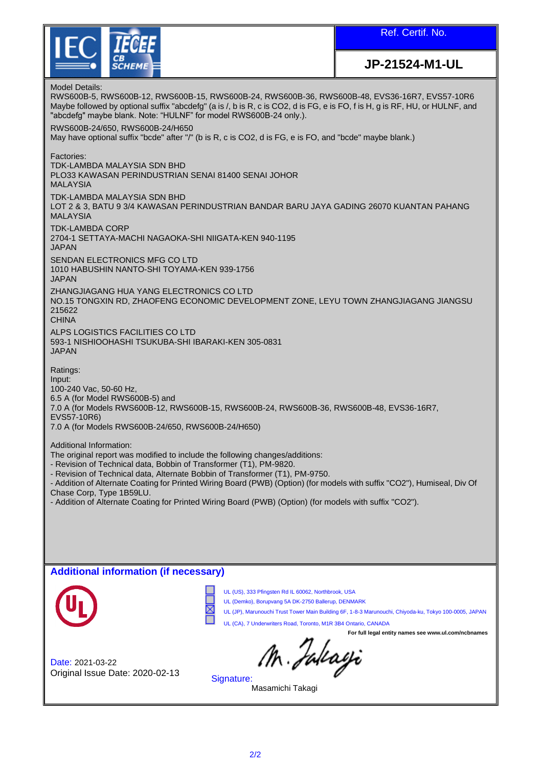Ref. Certif. No.

**JP-21524-M1-UL**

Model Details:
RWS600B-5, RWS600B-12, RWS600B-15, RWS600B-24, RWS600B-36, RWS600B-48, EVS36-16R7, EVS57-10R6
Maybe followed by optional suffix "abcdefg" (a is /, b is R, c is CO2, d is FG, e is FO, f is H, g is RF, HU, or HULNF, and "abcdefg" maybe blank. Note: "HULNF" for model RWS600B-24 only.).

RWS600B-24/650, RWS600B-24/H650
May have optional suffix "bcde" after "/" (b is R, c is CO2, d is FG, e is FO, and "bcde" maybe blank.)

Factories:
TDK-LAMBDA MALAYSIA SDN BHD
PLO33 KAWASAN PERINDUSTRIAN SENAI 81400 SENAI JOHOR
MALAYSIA

TDK-LAMBDA MALAYSIA SDN BHD
LOT 2 & 3, BATU 9 3/4 KAWASAN PERINDUSTRIAN BANDAR BARU JAYA GADING 26070 KUANTAN PAHANG
MALAYSIA

TDK-LAMBDA CORP
2704-1 SETTAYA-MACHI NAGAOKA-SHI NIIGATA-KEN 940-1195
JAPAN

SENDAN ELECTRONICS MFG CO LTD
1010 HABUSHIN NANTO-SHI TOYAMA-KEN 939-1756
JAPAN

ZHANGJIAGANG HUA YANG ELECTRONICS CO LTD
NO.15 TONGXIN RD, ZHAOFENG ECONOMIC DEVELOPMENT ZONE, LEYU TOWN ZHANGJIAGANG JIANGSU 215622
CHINA

ALPS LOGISTICS FACILITIES CO LTD
593-1 NISHIOOHASHI TSUKUBA-SHI IBARAKI-KEN 305-0831
JAPAN

Ratings:
Input:
100-240 Vac, 50-60 Hz,
6.5 A (for Model RWS600B-5) and
7.0 A (for Models RWS600B-12, RWS600B-15, RWS600B-24, RWS600B-36, RWS600B-48, EVS36-16R7, EVS57-10R6)
7.0 A (for Models RWS600B-24/650, RWS600B-24/H650)

Additional Information:
The original report was modified to include the following changes/additions:
- Revision of Technical data, Bobbin of Transformer (T1), PM-9820.
- Revision of Technical data, Alternate Bobbin of Transformer (T1), PM-9750.
- Addition of Alternate Coating for Printed Wiring Board (PWB) (Option) (for models with suffix "CO2"), Humiseal, Div Of Chase Corp, Type 1B59LU.
- Addition of Alternate Coating for Printed Wiring Board (PWB) (Option) (for models with suffix "CO2").

## Additional information (if necessary)

☐ UL (US), 333 Pfingsten Rd IL 60062, Northbrook, USA
☐ UL (Demko), Borupvang 5A DK-2750 Ballerup, DENMARK
☒ UL (JP), Marunouchi Trust Tower Main Building 6F, 1-8-3 Marunouchi, Chiyoda-ku, Tokyo 100-0005, JAPAN
☐ UL (CA), 7 Underwriters Road, Toronto, M1R 3B4 Ontario, CANADA

**For full legal entity names see www.ul.com/ncbnames**

Date: 2021-03-22
Original Issue Date: 2020-02-13

Signature:
Masamichi Takagi